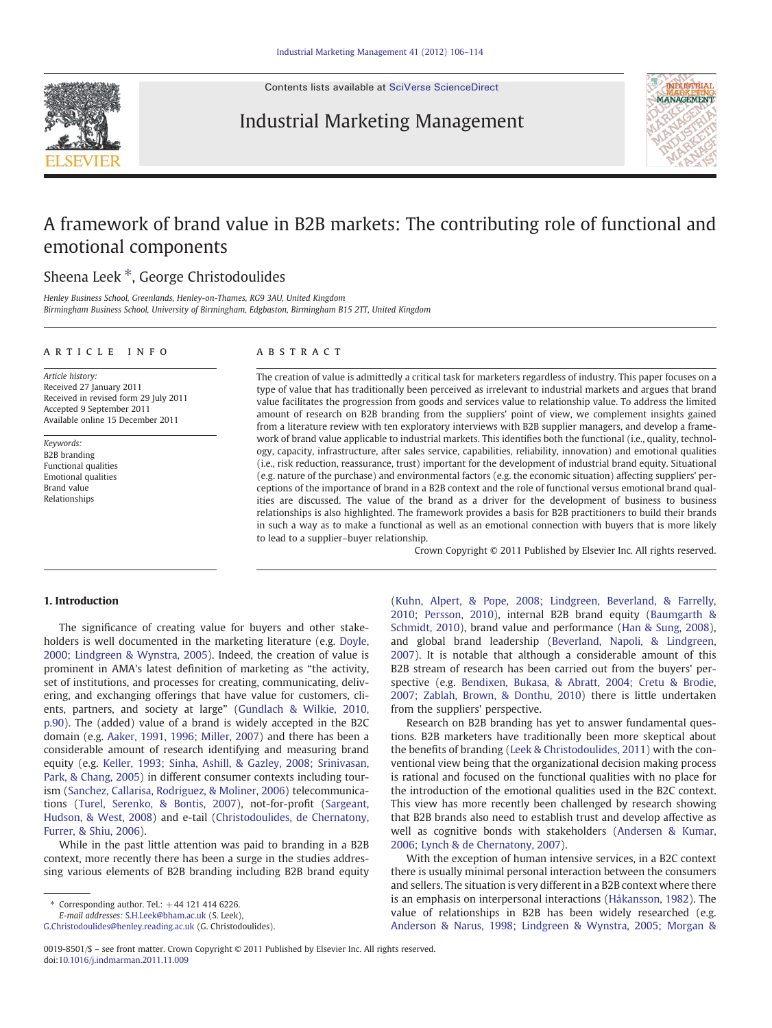# A framework of brand value in B2B markets: The contributing role of functional and emotional components

Sheena Leek *, George Christodoulides

*Henley Business School, Greenlands, Henley-on-Thames, RG9 3AU, United Kingdom*
*Birmingham Business School, University of Birmingham, Edgbaston, Birmingham B15 2TT, United Kingdom*

## ARTICLE INFO

*Article history:*
Received 27 January 2011
Received in revised form 29 July 2011
Accepted 9 September 2011
Available online 15 December 2011

*Keywords:*
B2B branding
Functional qualities
Emotional qualities
Brand value
Relationships

## ABSTRACT

The creation of value is admittedly a critical task for marketers regardless of industry. This paper focuses on a type of value that has traditionally been perceived as irrelevant to industrial markets and argues that brand value facilitates the progression from goods and services value to relationship value. To address the limited amount of research on B2B branding from the suppliers' point of view, we complement insights gained from a literature review with ten exploratory interviews with B2B supplier managers, and develop a framework of brand value applicable to industrial markets. This identifies both the functional (i.e., quality, technology, capacity, infrastructure, after sales service, capabilities, reliability, innovation) and emotional qualities (i.e., risk reduction, reassurance, trust) important for the development of industrial brand equity. Situational (e.g. nature of the purchase) and environmental factors (e.g. the economic situation) affecting suppliers' perceptions of the importance of brand in a B2B context and the role of functional versus emotional brand qualities are discussed. The value of the brand as a driver for the development of business to business relationships is also highlighted. The framework provides a basis for B2B practitioners to build their brands in such a way as to make a functional as well as an emotional connection with buyers that is more likely to lead to a supplier–buyer relationship.

Crown Copyright © 2011 Published by Elsevier Inc. All rights reserved.

## 1. Introduction

The significance of creating value for buyers and other stakeholders is well documented in the marketing literature (e.g. Doyle, 2000; Lindgreen & Wynstra, 2005). Indeed, the creation of value is prominent in AMA's latest definition of marketing as "the activity, set of institutions, and processes for creating, communicating, delivering, and exchanging offerings that have value for customers, clients, partners, and society at large" (Gundlach & Wilkie, 2010, p.90). The (added) value of a brand is widely accepted in the B2C domain (e.g. Aaker, 1991, 1996; Miller, 2007) and there has been a considerable amount of research identifying and measuring brand equity (e.g. Keller, 1993; Sinha, Ashill, & Gazley, 2008; Srinivasan, Park, & Chang, 2005) in different consumer contexts including tourism (Sanchez, Callarisa, Rodriguez, & Moliner, 2006) telecommunications (Turel, Serenko, & Bontis, 2007), not-for-profit (Sargeant, Hudson, & West, 2008) and e-tail (Christodoulides, de Chernatony, Furrer, & Shiu, 2006).

While in the past little attention was paid to branding in a B2B context, more recently there has been a surge in the studies addressing various elements of B2B branding including B2B brand equity (Kuhn, Alpert, & Pope, 2008; Lindgreen, Beverland, & Farrelly, 2010; Persson, 2010), internal B2B brand equity (Baumgarth & Schmidt, 2010), brand value and performance (Han & Sung, 2008), and global brand leadership (Beverland, Napoli, & Lindgreen, 2007). It is notable that although a considerable amount of this B2B stream of research has been carried out from the buyers' perspective (e.g. Bendixen, Bukasa, & Abratt, 2004; Cretu & Brodie, 2007; Zablah, Brown, & Donthu, 2010) there is little undertaken from the suppliers' perspective.

Research on B2B branding has yet to answer fundamental questions. B2B marketers have traditionally been more skeptical about the benefits of branding (Leek & Christodoulides, 2011) with the conventional view being that the organizational decision making process is rational and focused on the functional qualities with no place for the introduction of the emotional qualities used in the B2C context. This view has more recently been challenged by research showing that B2B brands also need to establish trust and develop affective as well as cognitive bonds with stakeholders (Andersen & Kumar, 2006; Lynch & de Chernatony, 2007).

With the exception of human intensive services, in a B2C context there is usually minimal personal interaction between the consumers and sellers. The situation is very different in a B2B context where there is an emphasis on interpersonal interactions (Håkansson, 1982). The value of relationships in B2B has been widely researched (e.g. Anderson & Narus, 1998; Lindgreen & Wynstra, 2005; Morgan &

\* Corresponding author. Tel.: +44 121 414 6226.
*E-mail addresses:* S.H.Leek@bham.ac.uk (S. Leek), G.Christodoulides@henley.reading.ac.uk (G. Christodoulides).

0019-8501/$ – see front matter. Crown Copyright © 2011 Published by Elsevier Inc. All rights reserved.
doi:10.1016/j.indmarman.2011.11.009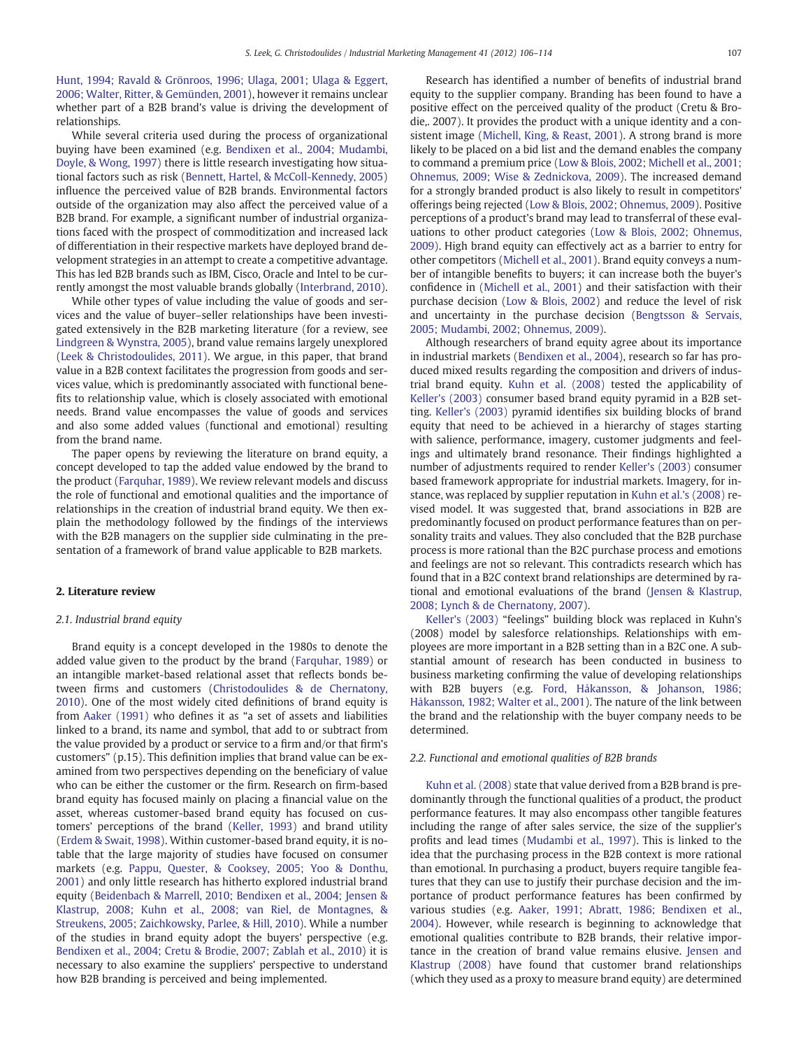Hunt, 1994; Ravald & Grönroos, 1996; Ulaga, 2001; Ulaga & Eggert, 2006; Walter, Ritter, & Gemünden, 2001), however it remains unclear whether part of a B2B brand's value is driving the development of relationships.

While several criteria used during the process of organizational buying have been examined (e.g. Bendixen et al., 2004; Mudambi, Doyle, & Wong, 1997) there is little research investigating how situational factors such as risk (Bennett, Hartel, & McColl-Kennedy, 2005) influence the perceived value of B2B brands. Environmental factors outside of the organization may also affect the perceived value of a B2B brand. For example, a significant number of industrial organizations faced with the prospect of commoditization and increased lack of differentiation in their respective markets have deployed brand development strategies in an attempt to create a competitive advantage. This has led B2B brands such as IBM, Cisco, Oracle and Intel to be currently amongst the most valuable brands globally (Interbrand, 2010).

While other types of value including the value of goods and services and the value of buyer–seller relationships have been investigated extensively in the B2B marketing literature (for a review, see Lindgreen & Wynstra, 2005), brand value remains largely unexplored (Leek & Christodoulides, 2011). We argue, in this paper, that brand value in a B2B context facilitates the progression from goods and services value, which is predominantly associated with functional benefits to relationship value, which is closely associated with emotional needs. Brand value encompasses the value of goods and services and also some added values (functional and emotional) resulting from the brand name.

The paper opens by reviewing the literature on brand equity, a concept developed to tap the added value endowed by the brand to the product (Farquhar, 1989). We review relevant models and discuss the role of functional and emotional qualities and the importance of relationships in the creation of industrial brand equity. We then explain the methodology followed by the findings of the interviews with the B2B managers on the supplier side culminating in the presentation of a framework of brand value applicable to B2B markets.

## 2. Literature review

### 2.1. Industrial brand equity

Brand equity is a concept developed in the 1980s to denote the added value given to the product by the brand (Farquhar, 1989) or an intangible market-based relational asset that reflects bonds between firms and customers (Christodoulides & de Chernatony, 2010). One of the most widely cited definitions of brand equity is from Aaker (1991) who defines it as "a set of assets and liabilities linked to a brand, its name and symbol, that add to or subtract from the value provided by a product or service to a firm and/or that firm's customers" (p.15). This definition implies that brand value can be examined from two perspectives depending on the beneficiary of value who can be either the customer or the firm. Research on firm-based brand equity has focused mainly on placing a financial value on the asset, whereas customer-based brand equity has focused on customers' perceptions of the brand (Keller, 1993) and brand utility (Erdem & Swait, 1998). Within customer-based brand equity, it is notable that the large majority of studies have focused on consumer markets (e.g. Pappu, Quester, & Cooksey, 2005; Yoo & Donthu, 2001) and only little research has hitherto explored industrial brand equity (Beidenbach & Marrell, 2010; Bendixen et al., 2004; Jensen & Klastrup, 2008; Kuhn et al., 2008; van Riel, de Montagnes, & Streukens, 2005; Zaichkowsky, Parlee, & Hill, 2010). While a number of the studies in brand equity adopt the buyers' perspective (e.g. Bendixen et al., 2004; Cretu & Brodie, 2007; Zablah et al., 2010) it is necessary to also examine the suppliers' perspective to understand how B2B branding is perceived and being implemented.

Research has identified a number of benefits of industrial brand equity to the supplier company. Branding has been found to have a positive effect on the perceived quality of the product (Cretu & Brodie,. 2007). It provides the product with a unique identity and a consistent image (Michell, King, & Reast, 2001). A strong brand is more likely to be placed on a bid list and the demand enables the company to command a premium price (Low & Blois, 2002; Michell et al., 2001; Ohnemus, 2009; Wise & Zednickova, 2009). The increased demand for a strongly branded product is also likely to result in competitors' offerings being rejected (Low & Blois, 2002; Ohnemus, 2009). Positive perceptions of a product's brand may lead to transferral of these evaluations to other product categories (Low & Blois, 2002; Ohnemus, 2009). High brand equity can effectively act as a barrier to entry for other competitors (Michell et al., 2001). Brand equity conveys a number of intangible benefits to buyers; it can increase both the buyer's confidence in (Michell et al., 2001) and their satisfaction with their purchase decision (Low & Blois, 2002) and reduce the level of risk and uncertainty in the purchase decision (Bengtsson & Servais, 2005; Mudambi, 2002; Ohnemus, 2009).

Although researchers of brand equity agree about its importance in industrial markets (Bendixen et al., 2004), research so far has produced mixed results regarding the composition and drivers of industrial brand equity. Kuhn et al. (2008) tested the applicability of Keller's (2003) consumer based brand equity pyramid in a B2B setting. Keller's (2003) pyramid identifies six building blocks of brand equity that need to be achieved in a hierarchy of stages starting with salience, performance, imagery, customer judgments and feelings and ultimately brand resonance. Their findings highlighted a number of adjustments required to render Keller's (2003) consumer based framework appropriate for industrial markets. Imagery, for instance, was replaced by supplier reputation in Kuhn et al.'s (2008) revised model. It was suggested that, brand associations in B2B are predominantly focused on product performance features than on personality traits and values. They also concluded that the B2B purchase process is more rational than the B2C purchase process and emotions and feelings are not so relevant. This contradicts research which has found that in a B2C context brand relationships are determined by rational and emotional evaluations of the brand (Jensen & Klastrup, 2008; Lynch & de Chernatony, 2007).

Keller's (2003) "feelings" building block was replaced in Kuhn's (2008) model by salesforce relationships. Relationships with employees are more important in a B2B setting than in a B2C one. A substantial amount of research has been conducted in business to business marketing confirming the value of developing relationships with B2B buyers (e.g. Ford, Håkansson, & Johanson, 1986; Håkansson, 1982; Walter et al., 2001). The nature of the link between the brand and the relationship with the buyer company needs to be determined.

### 2.2. Functional and emotional qualities of B2B brands

Kuhn et al. (2008) state that value derived from a B2B brand is predominantly through the functional qualities of a product, the product performance features. It may also encompass other tangible features including the range of after sales service, the size of the supplier's profits and lead times (Mudambi et al., 1997). This is linked to the idea that the purchasing process in the B2B context is more rational than emotional. In purchasing a product, buyers require tangible features that they can use to justify their purchase decision and the importance of product performance features has been confirmed by various studies (e.g. Aaker, 1991; Abratt, 1986; Bendixen et al., 2004). However, while research is beginning to acknowledge that emotional qualities contribute to B2B brands, their relative importance in the creation of brand value remains elusive. Jensen and Klastrup (2008) have found that customer brand relationships (which they used as a proxy to measure brand equity) are determined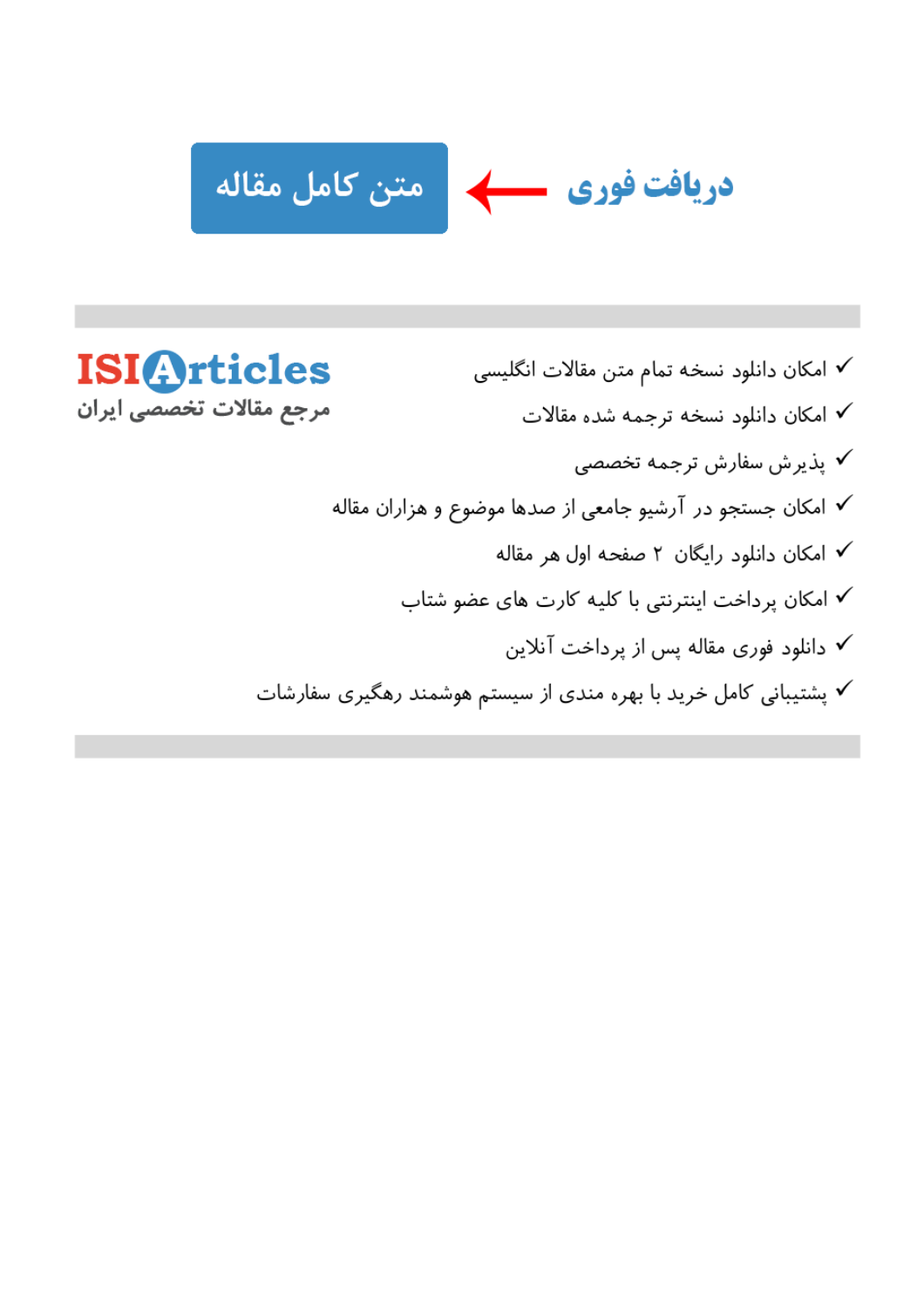دریافت فوری ← متن کامل مقاله

**ISIArticles**
مرجع مقالات تخصصی ایران

- ✓ امکان دانلود نسخه تمام متن مقالات انگلیسی
- ✓ امکان دانلود نسخه ترجمه شده مقالات
- ✓ پذیرش سفارش ترجمه تخصصی
- ✓ امکان جستجو در آرشیو جامعی از صدها موضوع و هزاران مقاله
- ✓ امکان دانلود رایگان ۲ صفحه اول هر مقاله
- ✓ امکان پرداخت اینترنتی با کلیه کارت های عضو شتاب
- ✓ دانلود فوری مقاله پس از پرداخت آنلاین
- ✓ پشتیبانی کامل خرید با بهره مندی از سیستم هوشمند رهگیری سفارشات